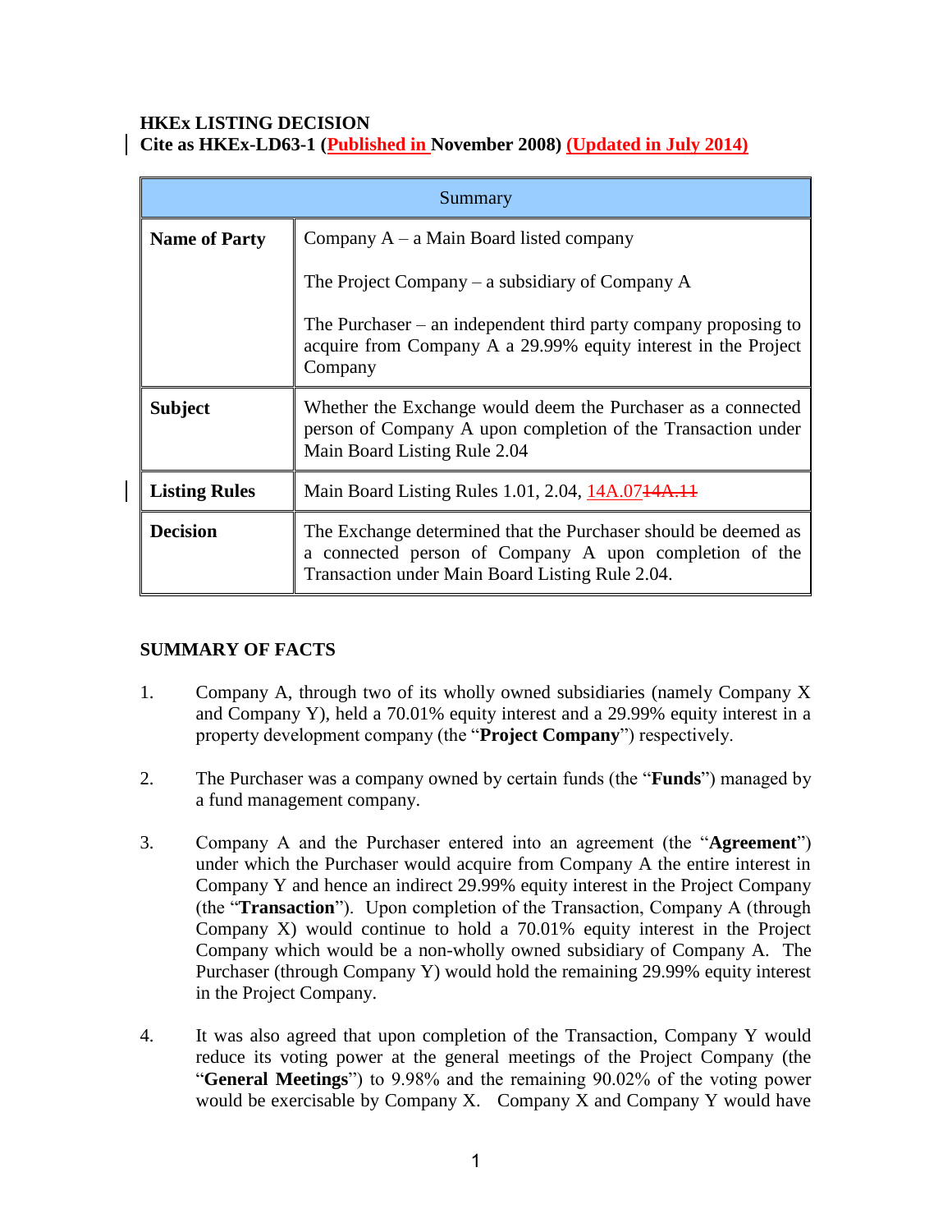**HKEx LISTING DECISION**
**Cite as HKEx-LD63-1 (Published in November 2008) (Updated in July 2014)**

| Summary | |
|---|---|
| **Name of Party** | Company A – a Main Board listed company<br><br>The Project Company – a subsidiary of Company A<br><br>The Purchaser – an independent third party company proposing to acquire from Company A a 29.99% equity interest in the Project Company |
| **Subject** | Whether the Exchange would deem the Purchaser as a connected person of Company A upon completion of the Transaction under Main Board Listing Rule 2.04 |
| **Listing Rules** | Main Board Listing Rules 1.01, 2.04, 14A.07 ~~14A.11~~ |
| **Decision** | The Exchange determined that the Purchaser should be deemed as a connected person of Company A upon completion of the Transaction under Main Board Listing Rule 2.04. |

**SUMMARY OF FACTS**

1. Company A, through two of its wholly owned subsidiaries (namely Company X and Company Y), held a 70.01% equity interest and a 29.99% equity interest in a property development company (the "**Project Company**") respectively.

2. The Purchaser was a company owned by certain funds (the "**Funds**") managed by a fund management company.

3. Company A and the Purchaser entered into an agreement (the "**Agreement**") under which the Purchaser would acquire from Company A the entire interest in Company Y and hence an indirect 29.99% equity interest in the Project Company (the "**Transaction**"). Upon completion of the Transaction, Company A (through Company X) would continue to hold a 70.01% equity interest in the Project Company which would be a non-wholly owned subsidiary of Company A. The Purchaser (through Company Y) would hold the remaining 29.99% equity interest in the Project Company.

4. It was also agreed that upon completion of the Transaction, Company Y would reduce its voting power at the general meetings of the Project Company (the "**General Meetings**") to 9.98% and the remaining 90.02% of the voting power would be exercisable by Company X. Company X and Company Y would have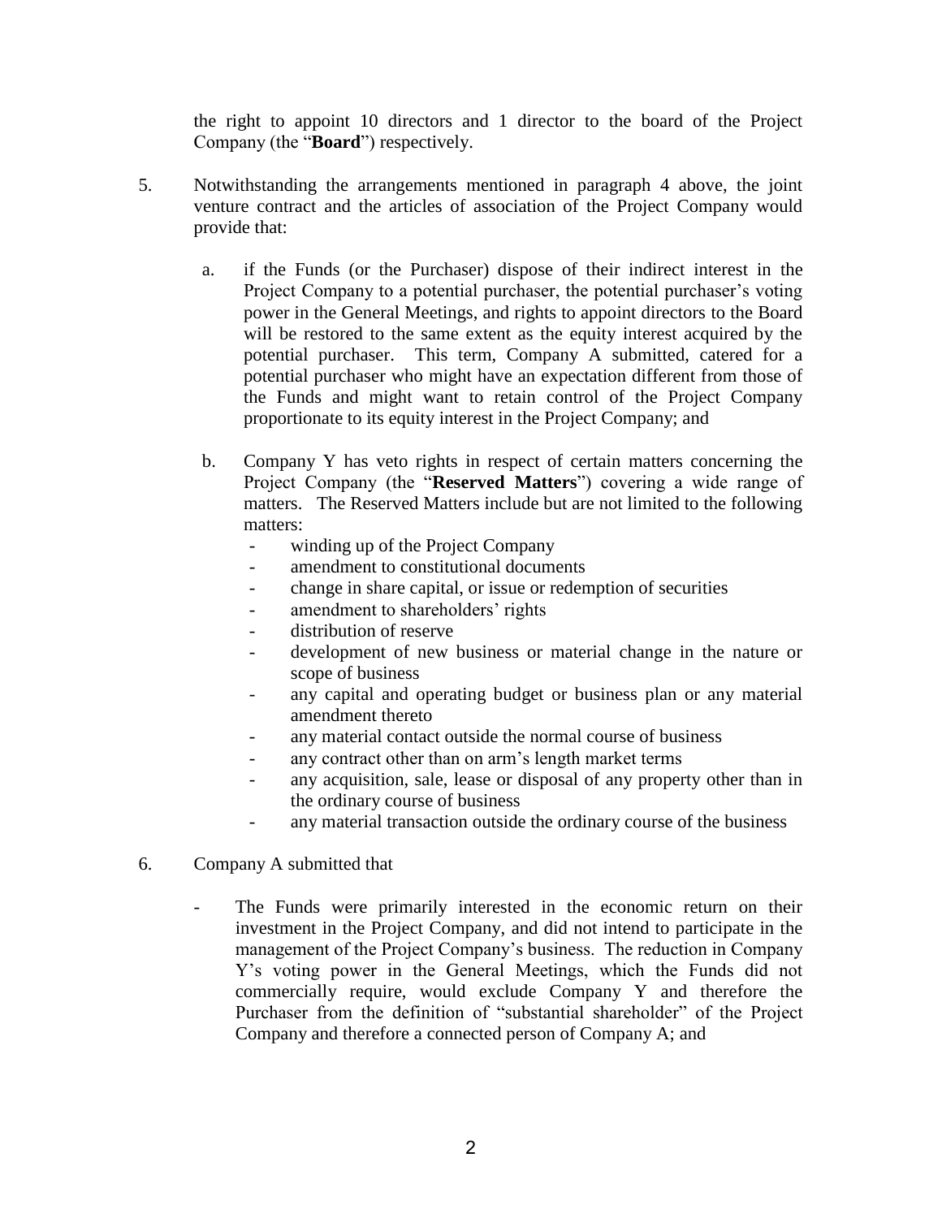the right to appoint 10 directors and 1 director to the board of the Project Company (the "**Board**") respectively.

5. Notwithstanding the arrangements mentioned in paragraph 4 above, the joint venture contract and the articles of association of the Project Company would provide that:

   a. if the Funds (or the Purchaser) dispose of their indirect interest in the Project Company to a potential purchaser, the potential purchaser's voting power in the General Meetings, and rights to appoint directors to the Board will be restored to the same extent as the equity interest acquired by the potential purchaser. This term, Company A submitted, catered for a potential purchaser who might have an expectation different from those of the Funds and might want to retain control of the Project Company proportionate to its equity interest in the Project Company; and

   b. Company Y has veto rights in respect of certain matters concerning the Project Company (the "**Reserved Matters**") covering a wide range of matters. The Reserved Matters include but are not limited to the following matters:
      - winding up of the Project Company
      - amendment to constitutional documents
      - change in share capital, or issue or redemption of securities
      - amendment to shareholders' rights
      - distribution of reserve
      - development of new business or material change in the nature or scope of business
      - any capital and operating budget or business plan or any material amendment thereto
      - any material contact outside the normal course of business
      - any contract other than on arm's length market terms
      - any acquisition, sale, lease or disposal of any property other than in the ordinary course of business
      - any material transaction outside the ordinary course of the business

6. Company A submitted that

   - The Funds were primarily interested in the economic return on their investment in the Project Company, and did not intend to participate in the management of the Project Company's business. The reduction in Company Y's voting power in the General Meetings, which the Funds did not commercially require, would exclude Company Y and therefore the Purchaser from the definition of "substantial shareholder" of the Project Company and therefore a connected person of Company A; and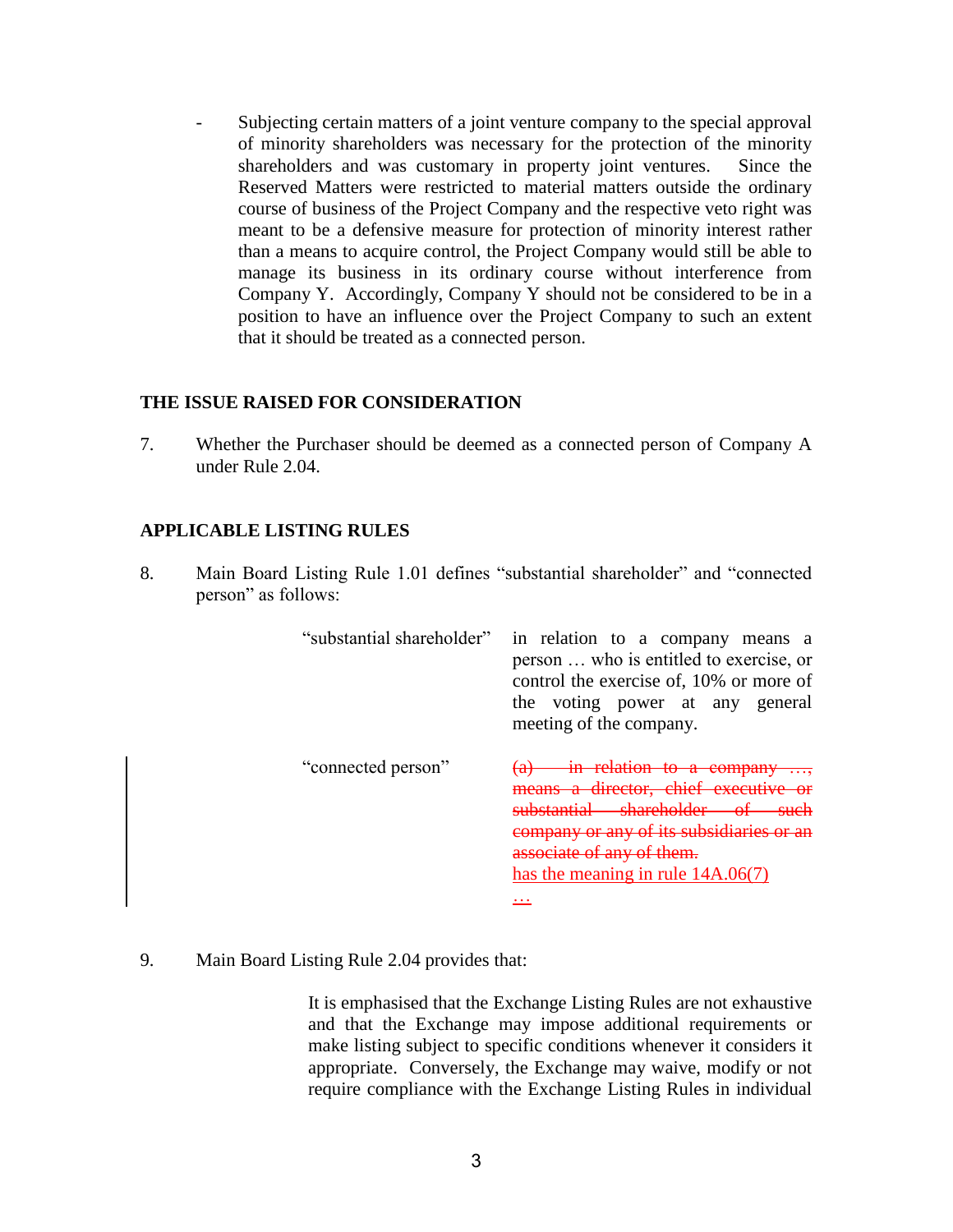- Subjecting certain matters of a joint venture company to the special approval of minority shareholders was necessary for the protection of the minority shareholders and was customary in property joint ventures. Since the Reserved Matters were restricted to material matters outside the ordinary course of business of the Project Company and the respective veto right was meant to be a defensive measure for protection of minority interest rather than a means to acquire control, the Project Company would still be able to manage its business in its ordinary course without interference from Company Y. Accordingly, Company Y should not be considered to be in a position to have an influence over the Project Company to such an extent that it should be treated as a connected person.

## THE ISSUE RAISED FOR CONSIDERATION

7. Whether the Purchaser should be deemed as a connected person of Company A under Rule 2.04.

## APPLICABLE LISTING RULES

8. Main Board Listing Rule 1.01 defines "substantial shareholder" and "connected person" as follows:

| | |
|---|---|
| "substantial shareholder" | in relation to a company means a person … who is entitled to exercise, or control the exercise of, 10% or more of the voting power at any general meeting of the company. |
| "connected person" | ~~(a) in relation to a company …, means a director, chief executive or substantial shareholder of such company or any of its subsidiaries or an associate of any of them.~~ <u>has the meaning in rule 14A.06(7)</u> <u>…</u> |

9. Main Board Listing Rule 2.04 provides that:

> It is emphasised that the Exchange Listing Rules are not exhaustive and that the Exchange may impose additional requirements or make listing subject to specific conditions whenever it considers it appropriate. Conversely, the Exchange may waive, modify or not require compliance with the Exchange Listing Rules in individual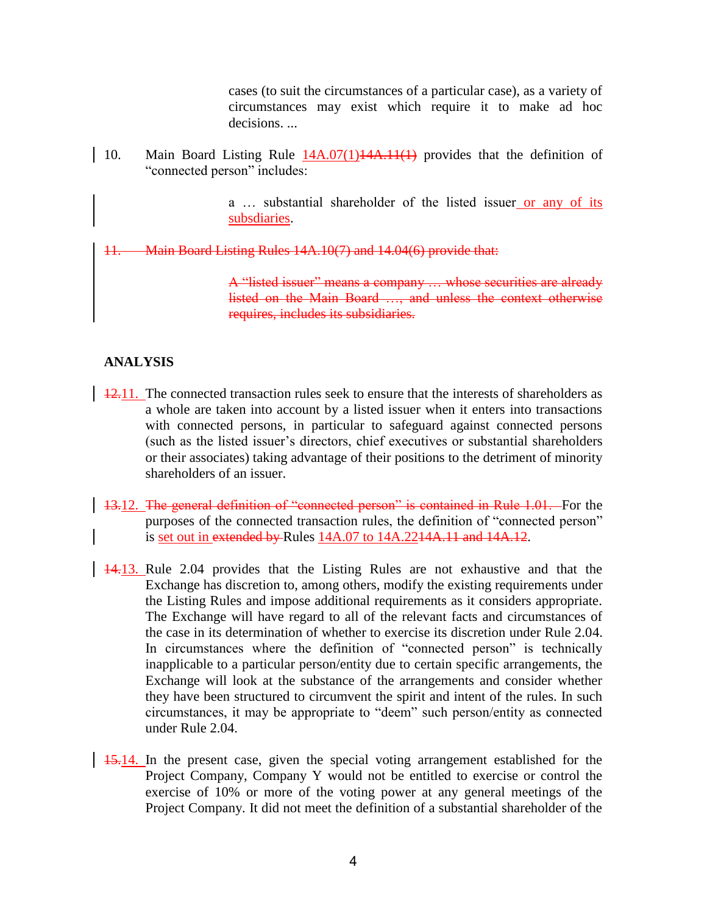cases (to suit the circumstances of a particular case), as a variety of circumstances may exist which require it to make ad hoc decisions. ...

10. Main Board Listing Rule ~~14A.11(1)~~ 14A.07(1) provides that the definition of "connected person" includes:

> a … substantial shareholder of the listed issuer or any of its subsdiaries.

~~11. Main Board Listing Rules 14A.10(7) and 14.04(6) provide that:~~

> ~~A "listed issuer" means a company … whose securities are already listed on the Main Board …, and unless the context otherwise requires, includes its subsidiaries.~~

## ANALYSIS

~~12.~~ 11. The connected transaction rules seek to ensure that the interests of shareholders as a whole are taken into account by a listed issuer when it enters into transactions with connected persons, in particular to safeguard against connected persons (such as the listed issuer's directors, chief executives or substantial shareholders or their associates) taking advantage of their positions to the detriment of minority shareholders of an issuer.

~~13.~~ 12. ~~The general definition of "connected person" is contained in Rule 1.01.~~ For the purposes of the connected transaction rules, the definition of "connected person" is set out in ~~extended by~~ Rules 14A.07 to 14A.22 ~~14A.11 and 14A.12~~.

~~14.~~ 13. Rule 2.04 provides that the Listing Rules are not exhaustive and that the Exchange has discretion to, among others, modify the existing requirements under the Listing Rules and impose additional requirements as it considers appropriate. The Exchange will have regard to all of the relevant facts and circumstances of the case in its determination of whether to exercise its discretion under Rule 2.04. In circumstances where the definition of "connected person" is technically inapplicable to a particular person/entity due to certain specific arrangements, the Exchange will look at the substance of the arrangements and consider whether they have been structured to circumvent the spirit and intent of the rules. In such circumstances, it may be appropriate to "deem" such person/entity as connected under Rule 2.04.

~~15.~~ 14. In the present case, given the special voting arrangement established for the Project Company, Company Y would not be entitled to exercise or control the exercise of 10% or more of the voting power at any general meetings of the Project Company. It did not meet the definition of a substantial shareholder of the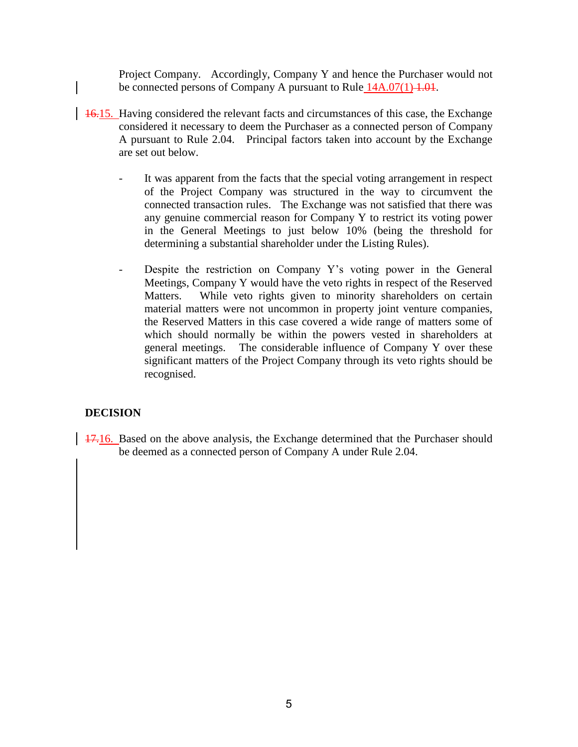Project Company. Accordingly, Company Y and hence the Purchaser would not be connected persons of Company A pursuant to Rule 14A.07(1) ~~1.01~~.

~~16.~~15. Having considered the relevant facts and circumstances of this case, the Exchange considered it necessary to deem the Purchaser as a connected person of Company A pursuant to Rule 2.04. Principal factors taken into account by the Exchange are set out below.

- It was apparent from the facts that the special voting arrangement in respect of the Project Company was structured in the way to circumvent the connected transaction rules. The Exchange was not satisfied that there was any genuine commercial reason for Company Y to restrict its voting power in the General Meetings to just below 10% (being the threshold for determining a substantial shareholder under the Listing Rules).

- Despite the restriction on Company Y's voting power in the General Meetings, Company Y would have the veto rights in respect of the Reserved Matters. While veto rights given to minority shareholders on certain material matters were not uncommon in property joint venture companies, the Reserved Matters in this case covered a wide range of matters some of which should normally be within the powers vested in shareholders at general meetings. The considerable influence of Company Y over these significant matters of the Project Company through its veto rights should be recognised.

## DECISION

~~17.~~16. Based on the above analysis, the Exchange determined that the Purchaser should be deemed as a connected person of Company A under Rule 2.04.